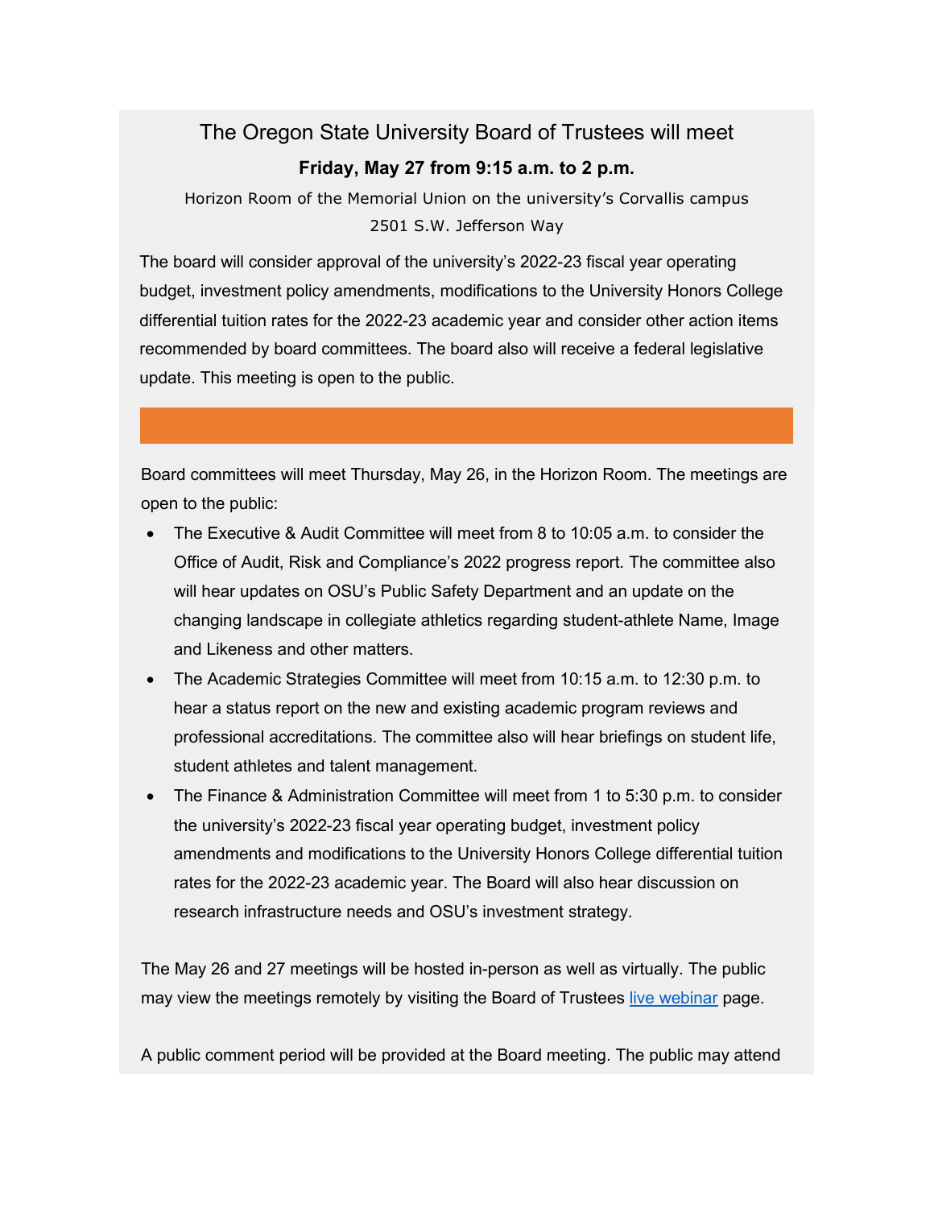# The Oregon State University Board of Trustees will meet

**Friday, May 27 from 9:15 a.m. to 2 p.m.**

Horizon Room of the Memorial Union on the university's Corvallis campus
2501 S.W. Jefferson Way

The board will consider approval of the university's 2022-23 fiscal year operating budget, investment policy amendments, modifications to the University Honors College differential tuition rates for the 2022-23 academic year and consider other action items recommended by board committees. The board also will receive a federal legislative update. This meeting is open to the public.

---

Board committees will meet Thursday, May 26, in the Horizon Room. The meetings are open to the public:

- The Executive & Audit Committee will meet from 8 to 10:05 a.m. to consider the Office of Audit, Risk and Compliance's 2022 progress report. The committee also will hear updates on OSU's Public Safety Department and an update on the changing landscape in collegiate athletics regarding student-athlete Name, Image and Likeness and other matters.
- The Academic Strategies Committee will meet from 10:15 a.m. to 12:30 p.m. to hear a status report on the new and existing academic program reviews and professional accreditations. The committee also will hear briefings on student life, student athletes and talent management.
- The Finance & Administration Committee will meet from 1 to 5:30 p.m. to consider the university's 2022-23 fiscal year operating budget, investment policy amendments and modifications to the University Honors College differential tuition rates for the 2022-23 academic year. The Board will also hear discussion on research infrastructure needs and OSU's investment strategy.

The May 26 and 27 meetings will be hosted in-person as well as virtually. The public may view the meetings remotely by visiting the Board of Trustees live webinar page.

A public comment period will be provided at the Board meeting. The public may attend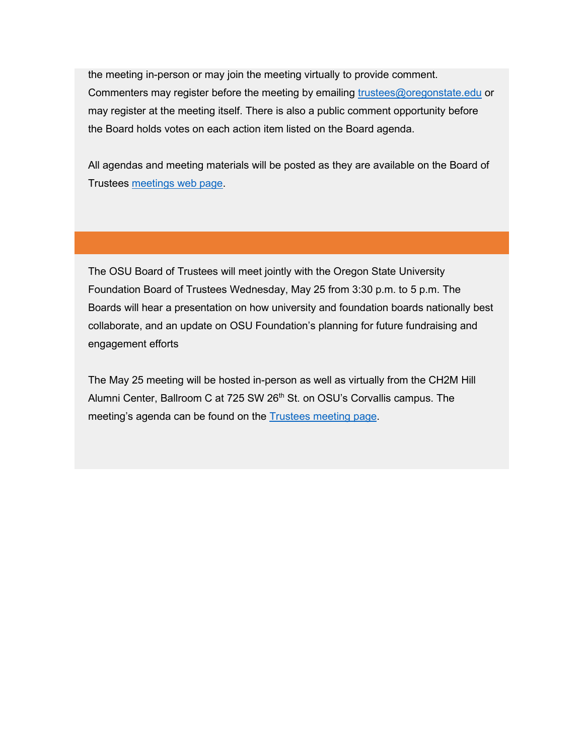the meeting in-person or may join the meeting virtually to provide comment. Commenters may register before the meeting by emailing trustees@oregonstate.edu or may register at the meeting itself. There is also a public comment opportunity before the Board holds votes on each action item listed on the Board agenda.

All agendas and meeting materials will be posted as they are available on the Board of Trustees meetings web page.

The OSU Board of Trustees will meet jointly with the Oregon State University Foundation Board of Trustees Wednesday, May 25 from 3:30 p.m. to 5 p.m. The Boards will hear a presentation on how university and foundation boards nationally best collaborate, and an update on OSU Foundation's planning for future fundraising and engagement efforts

The May 25 meeting will be hosted in-person as well as virtually from the CH2M Hill Alumni Center, Ballroom C at 725 SW 26th St. on OSU's Corvallis campus. The meeting's agenda can be found on the Trustees meeting page.